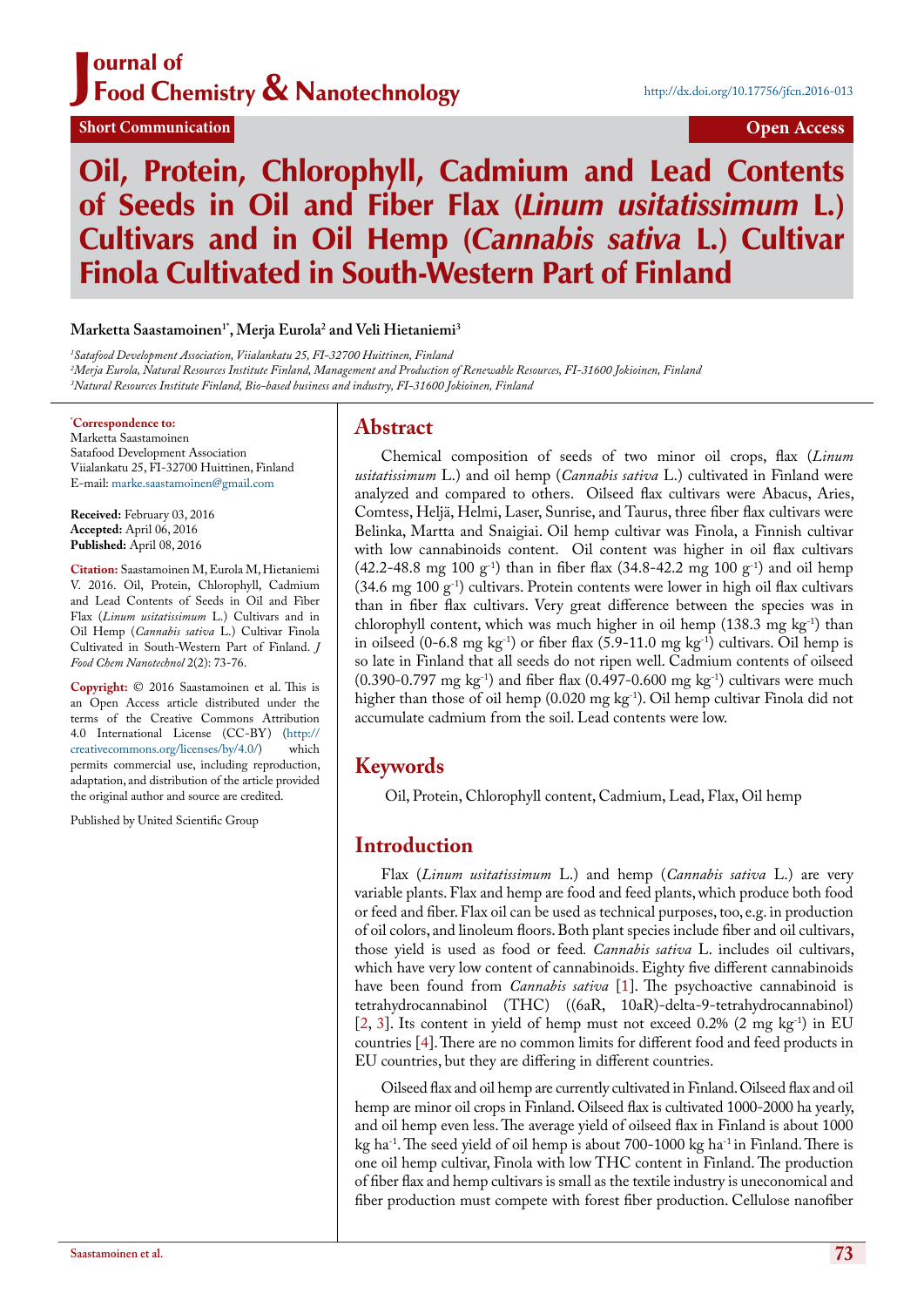Short Communication

Open Access

# Oil, Protein, Chlorophyll, Cadmium and Lead Contents of Seeds in Oil and Fiber Flax (*Linum usitatissimum* L.) Cultivars and in Oil Hemp (*Cannabis sativa* L.) Cultivar Finola Cultivated in South-Western Part of Finland

**Marketta Saastamoinen[1*], Merja Eurola[2] and Veli Hietaniemi[3]**

[1]*Satafood Development Association, Viialankatu 25, FI-32700 Huittinen, Finland*
[2]*Merja Eurola, Natural Resources Institute Finland, Management and Production of Renewable Resources, FI-31600 Jokioinen, Finland*
[3]*Natural Resources Institute Finland, Bio-based business and industry, FI-31600 Jokioinen, Finland*

**[*]Correspondence to:**
Marketta Saastamoinen
Satafood Development Association
Viialankatu 25, FI-32700 Huittinen, Finland
E-mail: marke.saastamoinen@gmail.com

**Received:** February 03, 2016
**Accepted:** April 06, 2016
**Published:** April 08, 2016

**Citation:** Saastamoinen M, Eurola M, Hietaniemi V. 2016. Oil, Protein, Chlorophyll, Cadmium and Lead Contents of Seeds in Oil and Fiber Flax (*Linum usitatissimum* L.) Cultivars and in Oil Hemp (*Cannabis sativa* L.) Cultivar Finola Cultivated in South-Western Part of Finland. *J Food Chem Nanotechnol* 2(2): 73-76.

**Copyright:** © 2016 Saastamoinen et al. This is an Open Access article distributed under the terms of the Creative Commons Attribution 4.0 International License (CC-BY) (http://creativecommons.org/licenses/by/4.0/) which permits commercial use, including reproduction, adaptation, and distribution of the article provided the original author and source are credited.

Published by United Scientific Group

## Abstract

Chemical composition of seeds of two minor oil crops, flax (*Linum usitatissimum* L.) and oil hemp (*Cannabis sativa* L.) cultivated in Finland were analyzed and compared to others. Oilseed flax cultivars were Abacus, Aries, Comtess, Heljä, Helmi, Laser, Sunrise, and Taurus, three fiber flax cultivars were Belinka, Martta and Snaigiai. Oil hemp cultivar was Finola, a Finnish cultivar with low cannabinoids content. Oil content was higher in oil flax cultivars (42.2-48.8 mg 100 $g^{-1}$) than in fiber flax (34.8-42.2 mg 100 $g^{-1}$) and oil hemp (34.6 mg 100 $g^{-1}$) cultivars. Protein contents were lower in high oil flax cultivars than in fiber flax cultivars. Very great difference between the species was in chlorophyll content, which was much higher in oil hemp (138.3 mg $kg^{-1}$) than in oilseed (0-6.8 mg $kg^{-1}$) or fiber flax (5.9-11.0 mg $kg^{-1}$) cultivars. Oil hemp is so late in Finland that all seeds do not ripen well. Cadmium contents of oilseed (0.390-0.797 mg $kg^{-1}$) and fiber flax (0.497-0.600 mg $kg^{-1}$) cultivars were much higher than those of oil hemp (0.020 mg $kg^{-1}$). Oil hemp cultivar Finola did not accumulate cadmium from the soil. Lead contents were low.

## Keywords

Oil, Protein, Chlorophyll content, Cadmium, Lead, Flax, Oil hemp

## Introduction

Flax (*Linum usitatissimum* L.) and hemp (*Cannabis sativa* L.) are very variable plants. Flax and hemp are food and feed plants, which produce both food or feed and fiber. Flax oil can be used as technical purposes, too, e.g. in production of oil colors, and linoleum floors. Both plant species include fiber and oil cultivars, those yield is used as food or feed. *Cannabis sativa* L. includes oil cultivars, which have very low content of cannabinoids. Eighty five different cannabinoids have been found from *Cannabis sativa* [1]. The psychoactive cannabinoid is tetrahydrocannabinol (THC) ((6aR, 10aR)-delta-9-tetrahydrocannabinol) [2, 3]. Its content in yield of hemp must not exceed 0.2% (2 mg $kg^{-1}$) in EU countries [4]. There are no common limits for different food and feed products in EU countries, but they are differing in different countries.

Oilseed flax and oil hemp are currently cultivated in Finland. Oilseed flax and oil hemp are minor oil crops in Finland. Oilseed flax is cultivated 1000-2000 ha yearly, and oil hemp even less. The average yield of oilseed flax in Finland is about 1000 kg $ha^{-1}$. The seed yield of oil hemp is about 700-1000 kg $ha^{-1}$ in Finland. There is one oil hemp cultivar, Finola with low THC content in Finland. The production of fiber flax and hemp cultivars is small as the textile industry is uneconomical and fiber production must compete with forest fiber production. Cellulose nanofiber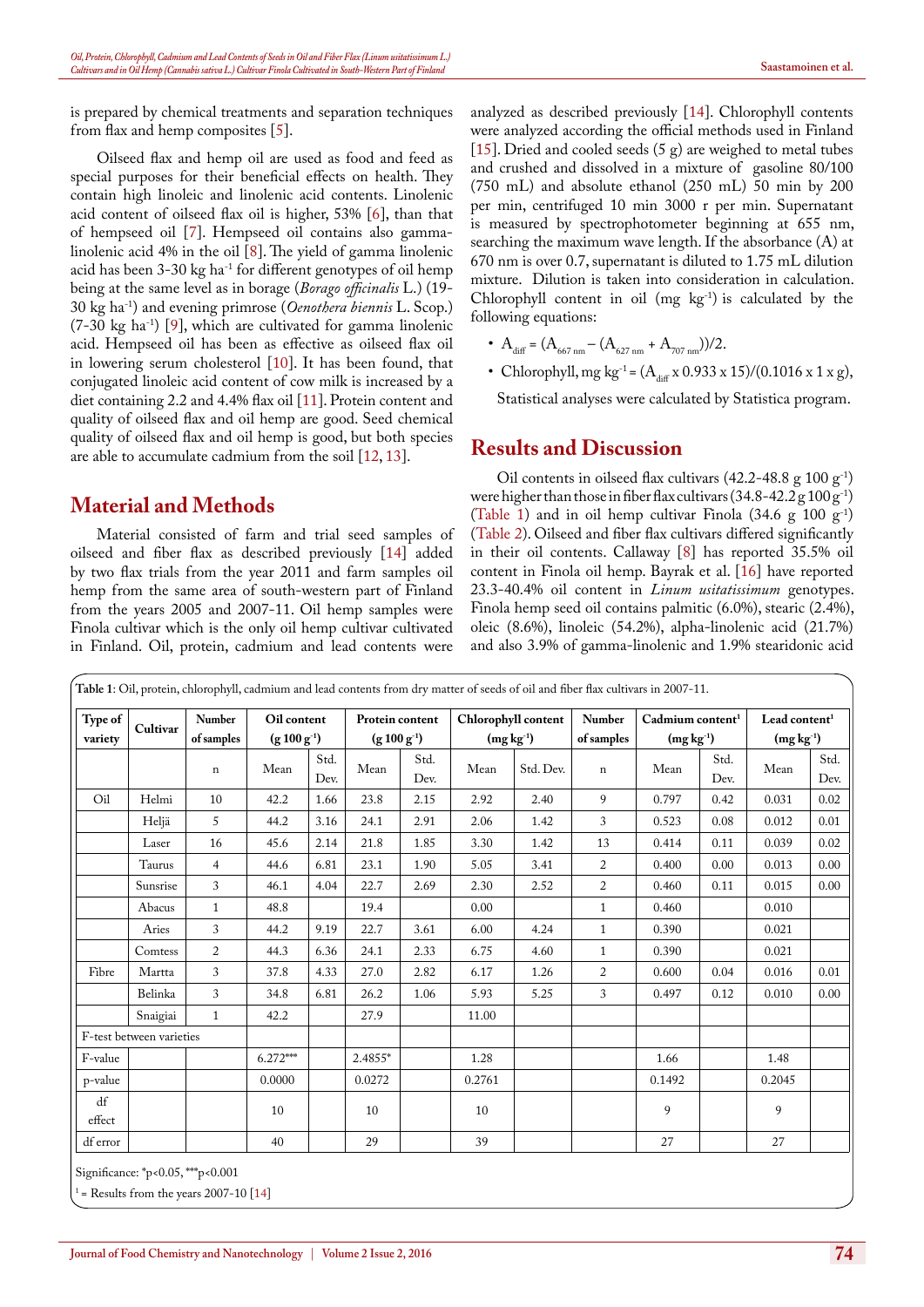is prepared by chemical treatments and separation techniques from flax and hemp composites [5].

Oilseed flax and hemp oil are used as food and feed as special purposes for their beneficial effects on health. They contain high linoleic and linolenic acid contents. Linolenic acid content of oilseed flax oil is higher, 53% [6], than that of hempseed oil [7]. Hempseed oil contains also gamma-linolenic acid 4% in the oil [8]. The yield of gamma linolenic acid has been 3-30 kg ha$^{-1}$ for different genotypes of oil hemp being at the same level as in borage (*Borago officinalis* L.) (19-30 kg ha$^{-1}$) and evening primrose (*Oenothera biennis* L. Scop.) (7-30 kg ha$^{-1}$) [9], which are cultivated for gamma linolenic acid. Hempseed oil has been as effective as oilseed flax oil in lowering serum cholesterol [10]. It has been found, that conjugated linoleic acid content of cow milk is increased by a diet containing 2.2 and 4.4% flax oil [11]. Protein content and quality of oilseed flax and oil hemp are good. Seed chemical quality of oilseed flax and oil hemp is good, but both species are able to accumulate cadmium from the soil [12, 13].

## Material and Methods

Material consisted of farm and trial seed samples of oilseed and fiber flax as described previously [14] added by two flax trials from the year 2011 and farm samples oil hemp from the same area of south-western part of Finland from the years 2005 and 2007-11. Oil hemp samples were Finola cultivar which is the only oil hemp cultivar cultivated in Finland. Oil, protein, cadmium and lead contents were analyzed as described previously [14]. Chlorophyll contents were analyzed according the official methods used in Finland [15]. Dried and cooled seeds (5 g) are weighed to metal tubes and crushed and dissolved in a mixture of gasoline 80/100 (750 mL) and absolute ethanol (250 mL) 50 min by 200 per min, centrifuged 10 min 3000 r per min. Supernatant is measured by spectrophotometer beginning at 655 nm, searching the maximum wave length. If the absorbance (A) at 670 nm is over 0.7, supernatant is diluted to 1.75 mL dilution mixture. Dilution is taken into consideration in calculation. Chlorophyll content in oil (mg kg$^{-1}$) is calculated by the following equations:

- $A_{diff} = (A_{667\,nm} - (A_{627\,nm} + A_{707\,nm}))/2$.
- Chlorophyll, mg kg$^{-1}$ = $(A_{diff} \times 0.933 \times 15)/(0.1016 \times 1 \times g)$,

Statistical analyses were calculated by Statistica program.

## Results and Discussion

Oil contents in oilseed flax cultivars (42.2-48.8 g 100 g$^{-1}$) were higher than those in fiber flax cultivars (34.8-42.2 g 100 g$^{-1}$) (Table 1) and in oil hemp cultivar Finola (34.6 g 100 g$^{-1}$) (Table 2). Oilseed and fiber flax cultivars differed significantly in their oil contents. Callaway [8] has reported 35.5% oil content in Finola oil hemp. Bayrak et al. [16] have reported 23.3-40.4% oil content in *Linum usitatissimum* genotypes. Finola hemp seed oil contains palmitic (6.0%), stearic (2.4%), oleic (8.6%), linoleic (54.2%), alpha-linolenic acid (21.7%) and also 3.9% of gamma-linolenic and 1.9% stearidonic acid

**Table 1**: Oil, protein, chlorophyll, cadmium and lead contents from dry matter of seeds of oil and fiber flax cultivars in 2007-11.

| Type of variety | Cultivar | Number of samples | Oil content (g 100 g$^{-1}$) | | Protein content (g 100 g$^{-1}$) | | Chlorophyll content (mg kg$^{-1}$) | | Number of samples | Cadmium content[1] (mg kg$^{-1}$) | | Lead content[1] (mg kg$^{-1}$) | |
|---|---|---|---|---|---|---|---|---|---|---|---|---|---|
| | | n | Mean | Std. Dev. | Mean | Std. Dev. | Mean | Std. Dev. | n | Mean | Std. Dev. | Mean | Std. Dev. |
| Oil | Helmi | 10 | 42.2 | 1.66 | 23.8 | 2.15 | 2.92 | 2.40 | 9 | 0.797 | 0.42 | 0.031 | 0.02 |
| | Heljä | 5 | 44.2 | 3.16 | 24.1 | 2.91 | 2.06 | 1.42 | 3 | 0.523 | 0.08 | 0.012 | 0.01 |
| | Laser | 16 | 45.6 | 2.14 | 21.8 | 1.85 | 3.30 | 1.42 | 13 | 0.414 | 0.11 | 0.039 | 0.02 |
| | Taurus | 4 | 44.6 | 6.81 | 23.1 | 1.90 | 5.05 | 3.41 | 2 | 0.400 | 0.00 | 0.013 | 0.00 |
| | Sunsrise | 3 | 46.1 | 4.04 | 22.7 | 2.69 | 2.30 | 2.52 | 2 | 0.460 | 0.11 | 0.015 | 0.00 |
| | Abacus | 1 | 48.8 | | 19.4 | | 0.00 | | 1 | 0.460 | | 0.010 | |
| | Aries | 3 | 44.2 | 9.19 | 22.7 | 3.61 | 6.00 | 4.24 | 1 | 0.390 | | 0.021 | |
| | Comtess | 2 | 44.3 | 6.36 | 24.1 | 2.33 | 6.75 | 4.60 | 1 | 0.390 | | 0.021 | |
| Fibre | Martta | 3 | 37.8 | 4.33 | 27.0 | 2.82 | 6.17 | 1.26 | 2 | 0.600 | 0.04 | 0.016 | 0.01 |
| | Belinka | 3 | 34.8 | 6.81 | 26.2 | 1.06 | 5.93 | 5.25 | 3 | 0.497 | 0.12 | 0.010 | 0.00 |
| | Snaigiai | 1 | 42.2 | | 27.9 | | 11.00 | | | | | | |
| F-test between varieties | | | | | | | | | | | | | |
| F-value | | | 6.272*** | | 2.4855* | | 1.28 | | | 1.66 | | 1.48 | |
| p-value | | | 0.0000 | | 0.0272 | | 0.2761 | | | 0.1492 | | 0.2045 | |
| df effect | | | 10 | | 10 | | 10 | | | 9 | | 9 | |
| df error | | | 40 | | 29 | | 39 | | | 27 | | 27 | |

Significance: *p<0.05, ***p<0.001

[1] = Results from the years 2007-10 [14]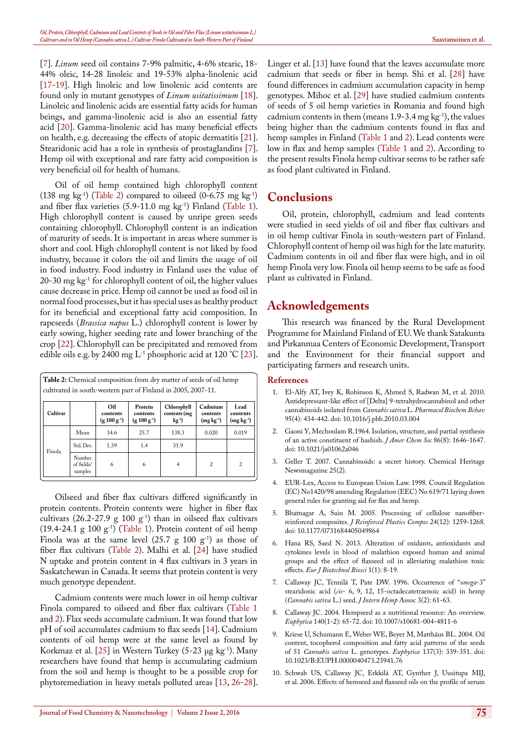[7]. *Linum* seed oil contains 7-9% palmitic, 4-6% stearic, 18-44% oleic, 14-28 linoleic and 19-53% alpha-linolenic acid [17-19]. High linoleic and low linolenic acid contents are found only in mutant genotypes of *Linum usitatissimum* [18]. Linoleic and linolenic acids are essential fatty acids for human beings, and gamma-linolenic acid is also an essential fatty acid [20]. Gamma-linolenic acid has many beneficial effects on health, e.g. decreasing the effects of atopic dermatitis [21]. Stearidonic acid has a role in synthesis of prostaglandins [7]. Hemp oil with exceptional and rare fatty acid composition is very beneficial oil for health of humans.

Oil of oil hemp contained high chlorophyll content (138 mg $kg^{-1}$) (Table 2) compared to oilseed (0-6.75 mg $kg^{-1}$) and fiber flax varieties (5.9-11.0 mg $kg^{-1}$) Finland (Table 1). High chlorophyll content is caused by unripe green seeds containing chlorophyll. Chlorophyll content is an indication of maturity of seeds. It is important in areas where summer is short and cool. High chlorophyll content is not liked by food industry, because it colors the oil and limits the usage of oil in food industry. Food industry in Finland uses the value of 20-30 mg $kg^{-1}$ for chlorophyll content of oil, the higher values cause decrease in price. Hemp oil cannot be used as food oil in normal food processes, but it has special uses as healthy product for its beneficial and exceptional fatty acid composition. In rapeseeds (*Brassica napus* L.) chlorophyll content is lower by early sowing, higher seeding rate and lower branching of the crop [22]. Chlorophyll can be precipitated and removed from edible oils e.g. by 2400 mg $L^{-1}$ phosphoric acid at 120 °C [23].

**Table 2:** Chemical composition from dry matter of seeds of oil hemp cultivated in south-western part of Finland in 2005, 2007-11.

| Cultivar | | Oil contents (g 100 $g^{-1}$) | Protein contents (g 100 $g^{-1}$) | Chlorophyll contents (mg $kg^{-1}$) | Cadmium contents (mg $kg^{-1}$) | Lead contents (mg $kg^{-1}$) |
|---|---|---|---|---|---|---|
| Finola | Mean | 34.6 | 25.7 | 138.3 | 0.020 | 0.019 |
| | Std. Dev. | 1.39 | 1.4 | 31.9 | | |
| | Number of fields/ samples | 6 | 6 | 4 | 2 | 2 |

Oilseed and fiber flax cultivars differed significantly in protein contents. Protein contents were higher in fiber flax cultivars (26.2-27.9 g 100 $g^{-1}$) than in oilseed flax cultivars (19.4-24.1 g 100 $g^{-1}$) (Table 1). Protein content of oil hemp Finola was at the same level (25.7 g 100 $g^{-1}$) as those of fiber flax cultivars (Table 2). Malhi et al. [24] have studied N uptake and protein content in 4 flax cultivars in 3 years in Saskatchewan in Canada. It seems that protein content is very much genotype dependent.

Cadmium contents were much lower in oil hemp cultivar Finola compared to oilseed and fiber flax cultivars (Table 1 and 2). Flax seeds accumulate cadmium. It was found that low pH of soil accumulates cadmium to flax seeds [14]. Cadmium contents of oil hemp were at the same level as found by Korkmaz et al. [25] in Western Turkey (5-23 μg $kg^{-1}$). Many researchers have found that hemp is accumulating cadmium from the soil and hemp is thought to be a possible crop for phytoremediation in heavy metals polluted areas [13, 26-28]. Linger et al. [13] have found that the leaves accumulate more cadmium that seeds or fiber in hemp. Shi et al. [28] have found differences in cadmium accumulation capacity in hemp genotypes. Mihoc et al. [29] have studied cadmium contents of seeds of 5 oil hemp varieties in Romania and found high cadmium contents in them (means 1.9-3.4 mg $kg^{-1}$), the values being higher than the cadmium contents found in flax and hemp samples in Finland (Table 1 and 2). Lead contents were low in flax and hemp samples (Table 1 and 2). According to the present results Finola hemp cultivar seems to be rather safe as food plant cultivated in Finland.

## Conclusions

Oil, protein, chlorophyll, cadmium and lead contents were studied in seed yields of oil and fiber flax cultivars and in oil hemp cultivar Finola in south-western part of Finland. Chlorophyll content of hemp oil was high for the late maturity. Cadmium contents in oil and fiber flax were high, and in oil hemp Finola very low. Finola oil hemp seems to be safe as food plant as cultivated in Finland.

## Acknowledgements

This research was financed by the Rural Development Programme for Mainland Finland of EU. We thank Satakunta and Pirkanmaa Centers of Economic Development, Transport and the Environment for their financial support and participating farmers and research units.

### References

1. El-Alfy AT, Ivey K, Robinson K, Ahmed S, Radwan M, et al. 2010. Antidepressant-like effect of [Delta] 9-tetrahydrocannabinol and other cannabinoids isolated from *Cannabis sativa* L. *Pharmacol Biochem Behav* 95(4): 434-442. doi: 10.1016/j.pbb.2010.03.004
2. Gaoni Y, Mechoulam R.1964. Isolation, structure, and partial synthesis of an active constituent of hashish. *J Amer Chem Soc* 86(8): 1646-1647. doi: 10.1021/ja01062a046
3. Geller T. 2007. Cannabinoids: a secret history. Chemical Heritage Newsmagazine 25(2).
4. EUR-Lex, Access to European Union Law. 1998. Council Regulation (EC) No1420/98 amending Regulation (EEC) No 619/71 laying down general rules for granting aid for flax and hemp.
5. Bhatnagar A, Sain M. 2005. Processing of cellulose nanofiber-reinforced composites. *J Reinforced Plastics Compos* 24(12): 1259-1268. doi: 10.1177/0731684405049864
6. Hana RS, Saed N. 2013. Alteration of oxidants, antioxidants and cytokines levels in blood of malathion exposed human and animal groups and the effect of flaxseed oil in alleviating malathion toxic effects. *Eur J Biotechnol Biosci* 1(1): 8-19.
7. Callaway JC, Tennilä T, Pate DW. 1996. Occurrence of "*omega*-3" stearidonic acid (*cis*- 6, 9, 12, 15-octadecatetraenoic acid) in hemp (*Cannabis sativa* L.) seed. *J Intern Hemp* Assoc 3(2): 61-63.
8. Callaway JC. 2004. Hempseed as a nutritional resource: An overview. *Euphytica* 140(1-2): 65-72. doi: 10.1007/s10681-004-4811-6
9. Kriese U, Schumann E, Weber WE, Beyer M, Matthäus BL. 2004. Oil content, tocopherol composition and fatty acid patterns of the seeds of 51 *Cannabis sativa* L. genotypes. *Euphytica* 137(3): 339-351. doi: 10.1023/B:EUPH.0000040473.23941.76
10. Schwab US, Callaway JC, Erkkilä AT, Gynther J, Uusitupa MIJ, et al. 2006. Effects of hemseed and flaxseed oils on the profile of serum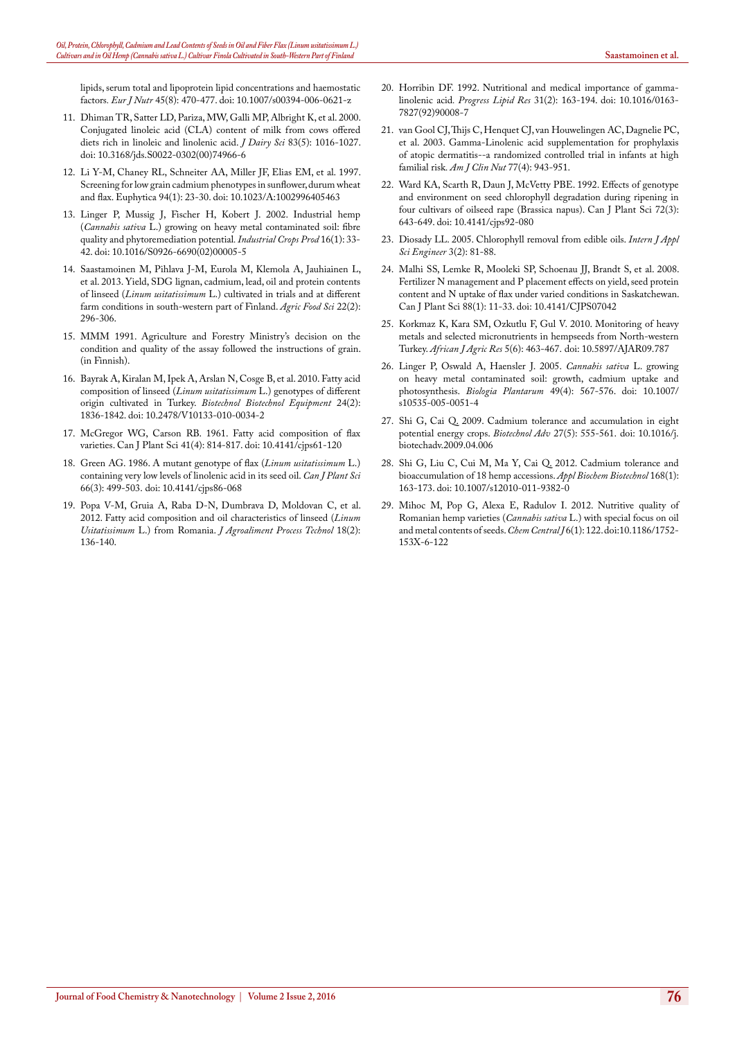lipids, serum total and lipoprotein lipid concentrations and haemostatic factors. *Eur J Nutr* 45(8): 470-477. doi: 10.1007/s00394-006-0621-z

11. Dhiman TR, Satter LD, Pariza, MW, Galli MP, Albright K, et al. 2000. Conjugated linoleic acid (CLA) content of milk from cows offered diets rich in linoleic and linolenic acid. *J Dairy Sci* 83(5): 1016-1027. doi: 10.3168/jds.S0022-0302(00)74966-6
12. Li Y-M, Chaney RL, Schneiter AA, Miller JF, Elias EM, et al. 1997. Screening for low grain cadmium phenotypes in sunflower, durum wheat and flax. Euphytica 94(1): 23-30. doi: 10.1023/A:1002996405463
13. Linger P, Mussig J, Fischer H, Kobert J. 2002. Industrial hemp (*Cannabis sativa* L.) growing on heavy metal contaminated soil: fibre quality and phytoremediation potential. *Industrial Crops Prod* 16(1): 33-42. doi: 10.1016/S0926-6690(02)00005-5
14. Saastamoinen M, Pihlava J-M, Eurola M, Klemola A, Jauhiainen L, et al. 2013. Yield, SDG lignan, cadmium, lead, oil and protein contents of linseed (*Linum usitatissimum* L.) cultivated in trials and at different farm conditions in south-western part of Finland. *Agric Food Sci* 22(2): 296-306.
15. MMM 1991. Agriculture and Forestry Ministry's decision on the condition and quality of the assay followed the instructions of grain. (in Finnish).
16. Bayrak A, Kiralan M, Ipek A, Arslan N, Cosge B, et al. 2010. Fatty acid composition of linseed (*Linum usitatissimum* L.) genotypes of different origin cultivated in Turkey. *Biotechnol Biotechnol Equipment* 24(2): 1836-1842. doi: 10.2478/V10133-010-0034-2
17. McGregor WG, Carson RB. 1961. Fatty acid composition of flax varieties. Can J Plant Sci 41(4): 814-817. doi: 10.4141/cjps61-120
18. Green AG. 1986. A mutant genotype of flax (*Linum usitatissimum* L.) containing very low levels of linolenic acid in its seed oil. *Can J Plant Sci* 66(3): 499-503. doi: 10.4141/cjps86-068
19. Popa V-M, Gruia A, Raba D-N, Dumbrava D, Moldovan C, et al. 2012. Fatty acid composition and oil characteristics of linseed (*Linum Usitatissimum* L.) from Romania. *J Agroaliment Process Technol* 18(2): 136-140.
20. Horribin DF. 1992. Nutritional and medical importance of gamma-linolenic acid. *Progress Lipid Res* 31(2): 163-194. doi: 10.1016/0163-7827(92)90008-7
21. van Gool CJ, Thijs C, Henquet CJ, van Houwelingen AC, Dagnelie PC, et al. 2003. Gamma-Linolenic acid supplementation for prophylaxis of atopic dermatitis--a randomized controlled trial in infants at high familial risk. *Am J Clin Nut* 77(4): 943-951.
22. Ward KA, Scarth R, Daun J, McVetty PBE. 1992. Effects of genotype and environment on seed chlorophyll degradation during ripening in four cultivars of oilseed rape (Brassica napus). Can J Plant Sci 72(3): 643-649. doi: 10.4141/cjps92-080
23. Diosady LL. 2005. Chlorophyll removal from edible oils. *Intern J Appl Sci Engineer* 3(2): 81-88.
24. Malhi SS, Lemke R, Mooleki SP, Schoenau JJ, Brandt S, et al. 2008. Fertilizer N management and P placement effects on yield, seed protein content and N uptake of flax under varied conditions in Saskatchewan. Can J Plant Sci 88(1): 11-33. doi: 10.4141/CJPS07042
25. Korkmaz K, Kara SM, Ozkutlu F, Gul V. 2010. Monitoring of heavy metals and selected micronutrients in hempseeds from North-western Turkey. *African J Agric Res* 5(6): 463-467. doi: 10.5897/AJAR09.787
26. Linger P, Oswald A, Haensler J. 2005. *Cannabis sativa* L. growing on heavy metal contaminated soil: growth, cadmium uptake and photosynthesis. *Biologia Plantarum* 49(4): 567-576. doi: 10.1007/s10535-005-0051-4
27. Shi G, Cai Q. 2009. Cadmium tolerance and accumulation in eight potential energy crops. *Biotechnol Adv* 27(5): 555-561. doi: 10.1016/j.biotechadv.2009.04.006
28. Shi G, Liu C, Cui M, Ma Y, Cai Q. 2012. Cadmium tolerance and bioaccumulation of 18 hemp accessions. *Appl Biochem Biotechnol* 168(1): 163-173. doi: 10.1007/s12010-011-9382-0
29. Mihoc M, Pop G, Alexa E, Radulov I. 2012. Nutritive quality of Romanian hemp varieties (*Cannabis sativa* L.) with special focus on oil and metal contents of seeds. *Chem Central J* 6(1): 122. doi:10.1186/1752-153X-6-122